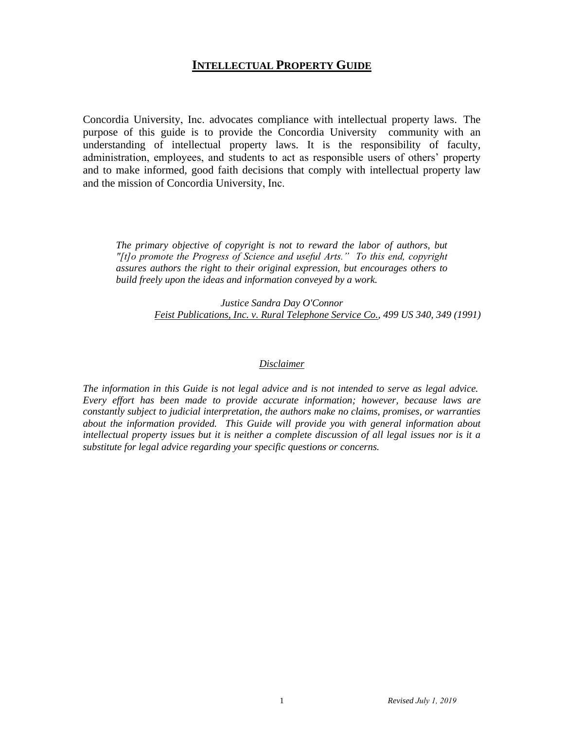# **INTELLECTUAL PROPERTY GUIDE**

Concordia University, Inc. advocates compliance with intellectual property laws. The purpose of this guide is to provide the Concordia University community with an understanding of intellectual property laws. It is the responsibility of faculty, administration, employees, and students to act as responsible users of others' property and to make informed, good faith decisions that comply with intellectual property law and the mission of Concordia University, Inc.

> *The primary objective of copyright is not to reward the labor of authors, but "[t]o promote the Progress of Science and useful Arts." To this end, copyright assures authors the right to their original expression, but encourages others to build freely upon the ideas and information conveyed by a work.*
>
> *Justice Sandra Day O'Connor*
> *Feist Publications, Inc. v. Rural Telephone Service Co., 499 US 340, 349 (1991)*

*Disclaimer*

*The information in this Guide is not legal advice and is not intended to serve as legal advice. Every effort has been made to provide accurate information; however, because laws are constantly subject to judicial interpretation, the authors make no claims, promises, or warranties about the information provided. This Guide will provide you with general information about intellectual property issues but it is neither a complete discussion of all legal issues nor is it a substitute for legal advice regarding your specific questions or concerns.*

*Revised July 1, 2019*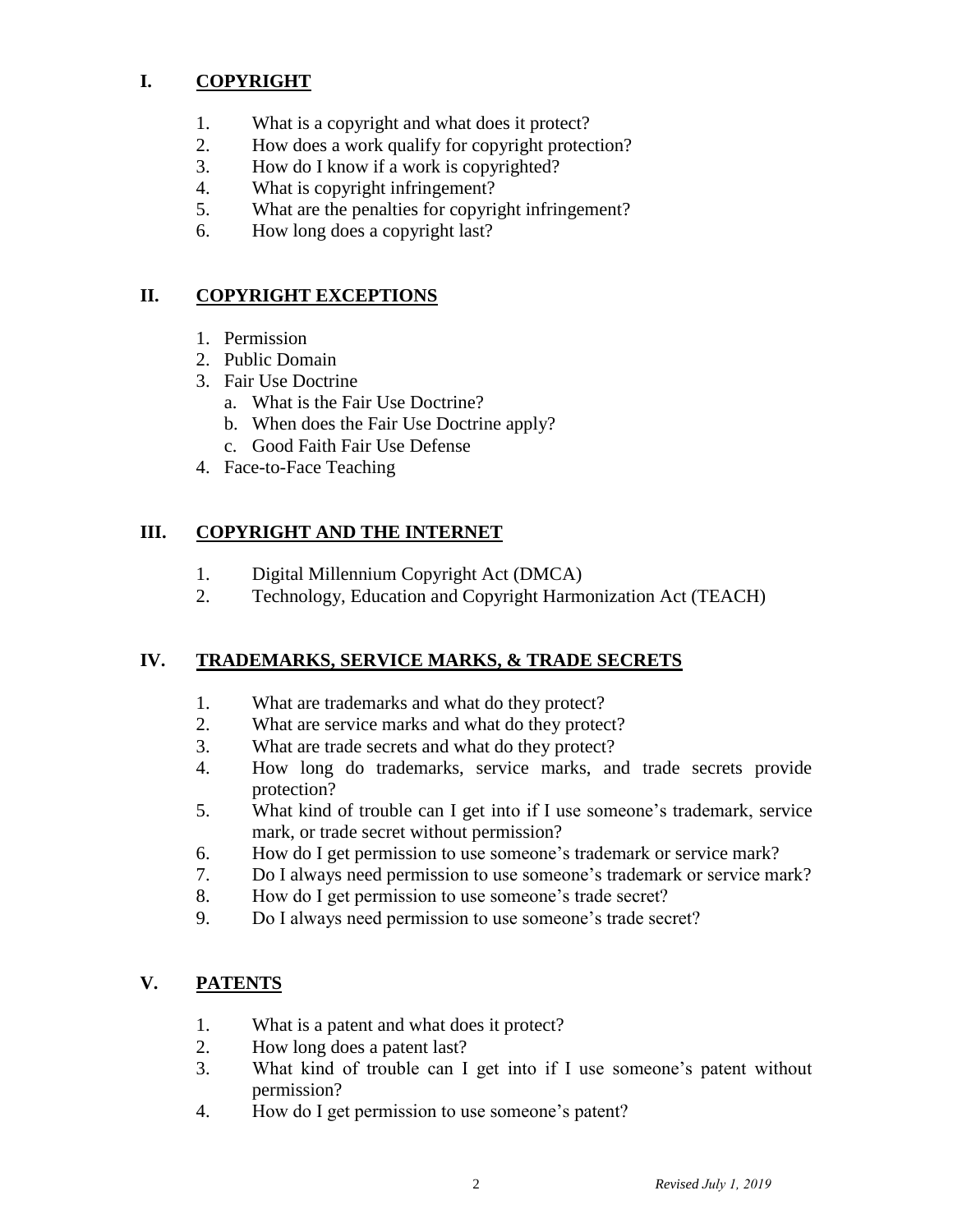## I. COPYRIGHT

1. What is a copyright and what does it protect?
2. How does a work qualify for copyright protection?
3. How do I know if a work is copyrighted?
4. What is copyright infringement?
5. What are the penalties for copyright infringement?
6. How long does a copyright last?

## II. COPYRIGHT EXCEPTIONS

1. Permission
2. Public Domain
3. Fair Use Doctrine
   a. What is the Fair Use Doctrine?
   b. When does the Fair Use Doctrine apply?
   c. Good Faith Fair Use Defense
4. Face-to-Face Teaching

## III. COPYRIGHT AND THE INTERNET

1. Digital Millennium Copyright Act (DMCA)
2. Technology, Education and Copyright Harmonization Act (TEACH)

## IV. TRADEMARKS, SERVICE MARKS, & TRADE SECRETS

1. What are trademarks and what do they protect?
2. What are service marks and what do they protect?
3. What are trade secrets and what do they protect?
4. How long do trademarks, service marks, and trade secrets provide protection?
5. What kind of trouble can I get into if I use someone's trademark, service mark, or trade secret without permission?
6. How do I get permission to use someone's trademark or service mark?
7. Do I always need permission to use someone's trademark or service mark?
8. How do I get permission to use someone's trade secret?
9. Do I always need permission to use someone's trade secret?

## V. PATENTS

1. What is a patent and what does it protect?
2. How long does a patent last?
3. What kind of trouble can I get into if I use someone's patent without permission?
4. How do I get permission to use someone's patent?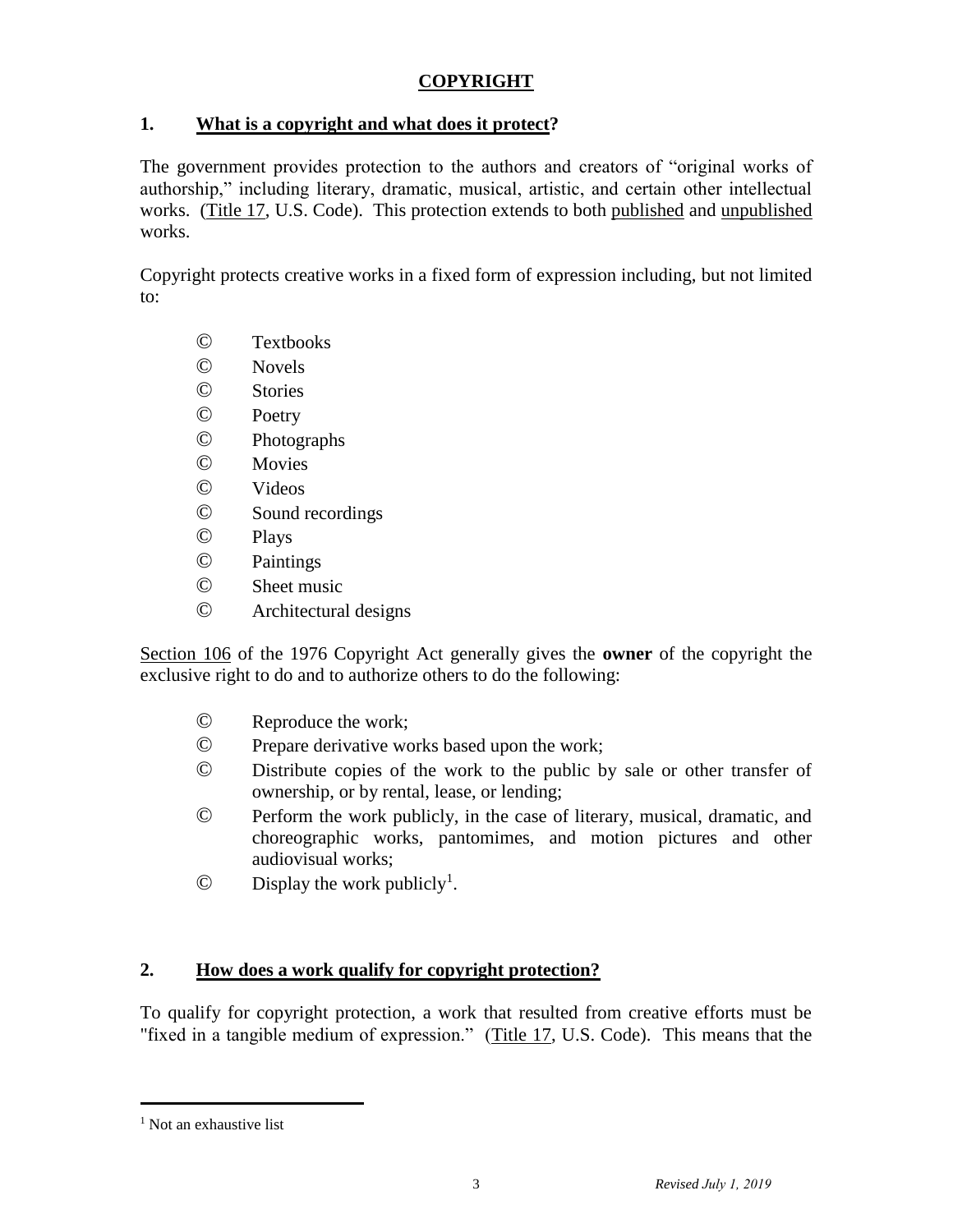# COPYRIGHT

## 1. What is a copyright and what does it protect?

The government provides protection to the authors and creators of "original works of authorship," including literary, dramatic, musical, artistic, and certain other intellectual works. (Title 17, U.S. Code). This protection extends to both published and unpublished works.

Copyright protects creative works in a fixed form of expression including, but not limited to:

- © Textbooks
- © Novels
- © Stories
- © Poetry
- © Photographs
- © Movies
- © Videos
- © Sound recordings
- © Plays
- © Paintings
- © Sheet music
- © Architectural designs

Section 106 of the 1976 Copyright Act generally gives the **owner** of the copyright the exclusive right to do and to authorize others to do the following:

- © Reproduce the work;
- © Prepare derivative works based upon the work;
- © Distribute copies of the work to the public by sale or other transfer of ownership, or by rental, lease, or lending;
- © Perform the work publicly, in the case of literary, musical, dramatic, and choreographic works, pantomimes, and motion pictures and other audiovisual works;
- © Display the work publicly[1].

## 2. How does a work qualify for copyright protection?

To qualify for copyright protection, a work that resulted from creative efforts must be "fixed in a tangible medium of expression." (Title 17, U.S. Code). This means that the

[1] Not an exhaustive list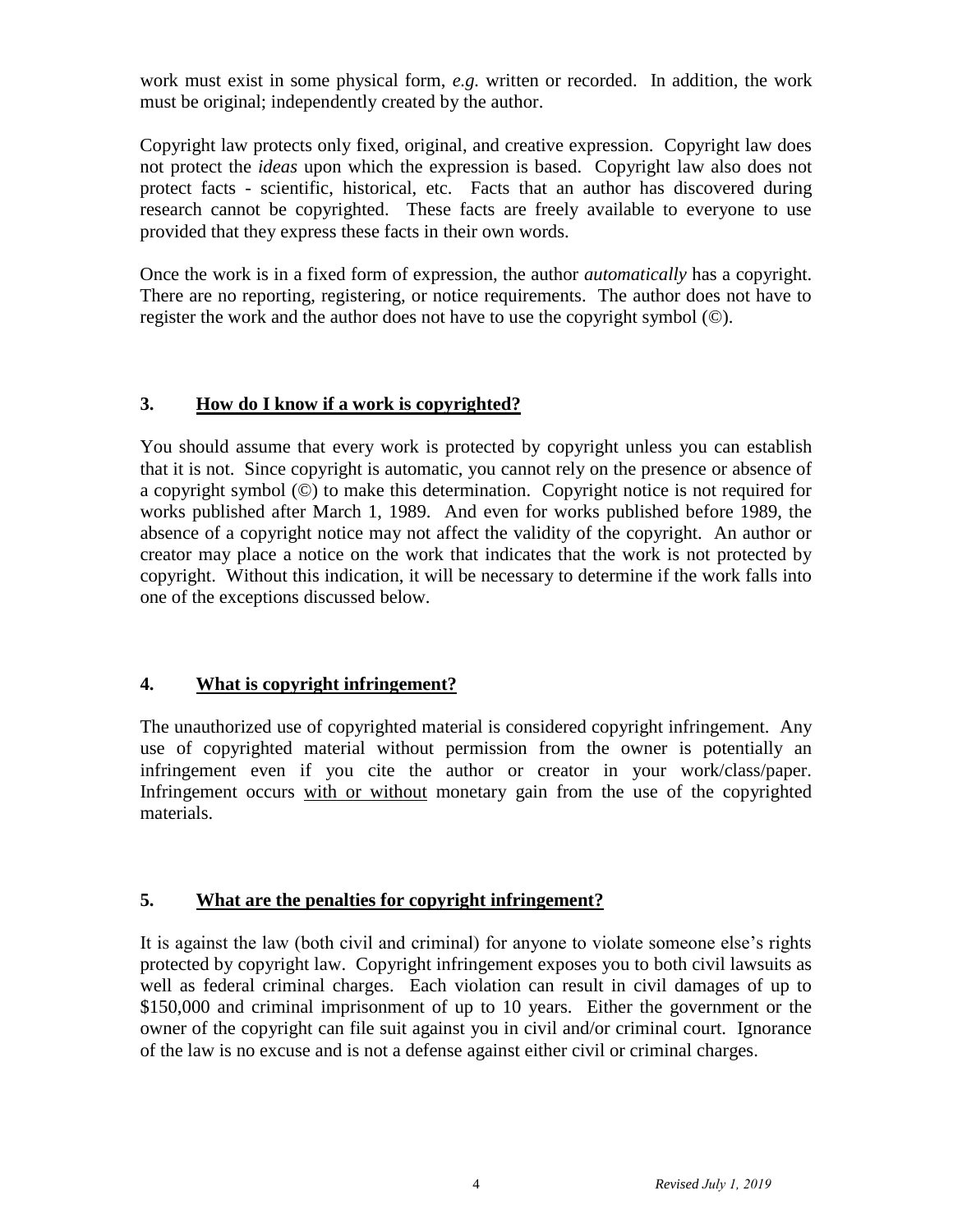work must exist in some physical form, *e.g.* written or recorded. In addition, the work must be original; independently created by the author.

Copyright law protects only fixed, original, and creative expression. Copyright law does not protect the *ideas* upon which the expression is based. Copyright law also does not protect facts - scientific, historical, etc. Facts that an author has discovered during research cannot be copyrighted. These facts are freely available to everyone to use provided that they express these facts in their own words.

Once the work is in a fixed form of expression, the author *automatically* has a copyright. There are no reporting, registering, or notice requirements. The author does not have to register the work and the author does not have to use the copyright symbol (©).

## 3. How do I know if a work is copyrighted?

You should assume that every work is protected by copyright unless you can establish that it is not. Since copyright is automatic, you cannot rely on the presence or absence of a copyright symbol (©) to make this determination. Copyright notice is not required for works published after March 1, 1989. And even for works published before 1989, the absence of a copyright notice may not affect the validity of the copyright. An author or creator may place a notice on the work that indicates that the work is not protected by copyright. Without this indication, it will be necessary to determine if the work falls into one of the exceptions discussed below.

## 4. What is copyright infringement?

The unauthorized use of copyrighted material is considered copyright infringement. Any use of copyrighted material without permission from the owner is potentially an infringement even if you cite the author or creator in your work/class/paper. Infringement occurs <u>with or without</u> monetary gain from the use of the copyrighted materials.

## 5. What are the penalties for copyright infringement?

It is against the law (both civil and criminal) for anyone to violate someone else's rights protected by copyright law. Copyright infringement exposes you to both civil lawsuits as well as federal criminal charges. Each violation can result in civil damages of up to $150,000 and criminal imprisonment of up to 10 years. Either the government or the owner of the copyright can file suit against you in civil and/or criminal court. Ignorance of the law is no excuse and is not a defense against either civil or criminal charges.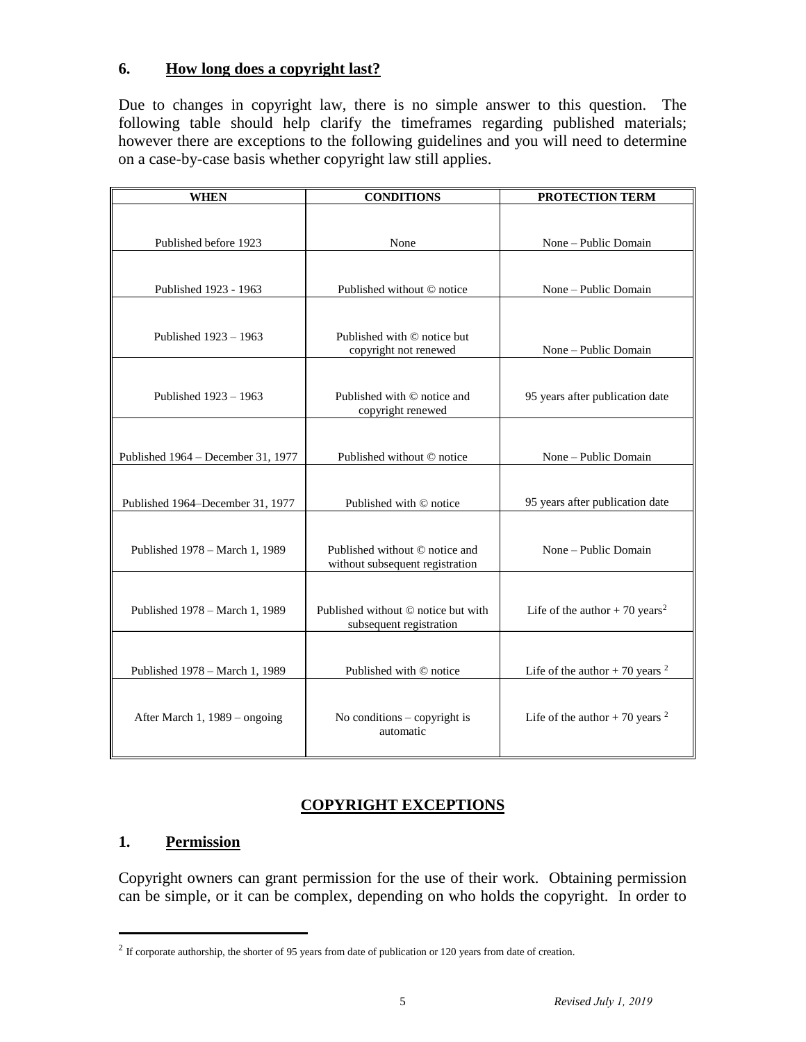## 6. How long does a copyright last?

Due to changes in copyright law, there is no simple answer to this question. The following table should help clarify the timeframes regarding published materials; however there are exceptions to the following guidelines and you will need to determine on a case-by-case basis whether copyright law still applies.

| WHEN | CONDITIONS | PROTECTION TERM |
|---|---|---|
| Published before 1923 | None | None – Public Domain |
| Published 1923 - 1963 | Published without © notice | None – Public Domain |
| Published 1923 – 1963 | Published with © notice but copyright not renewed | None – Public Domain |
| Published 1923 – 1963 | Published with © notice and copyright renewed | 95 years after publication date |
| Published 1964 – December 31, 1977 | Published without © notice | None – Public Domain |
| Published 1964–December 31, 1977 | Published with © notice | 95 years after publication date |
| Published 1978 – March 1, 1989 | Published without © notice and without subsequent registration | None – Public Domain |
| Published 1978 – March 1, 1989 | Published without © notice but with subsequent registration | Life of the author + 70 years[2] |
| Published 1978 – March 1, 1989 | Published with © notice | Life of the author + 70 years [2] |
| After March 1, 1989 – ongoing | No conditions – copyright is automatic | Life of the author + 70 years [2] |

## COPYRIGHT EXCEPTIONS

## 1. Permission

Copyright owners can grant permission for the use of their work. Obtaining permission can be simple, or it can be complex, depending on who holds the copyright. In order to

[2] If corporate authorship, the shorter of 95 years from date of publication or 120 years from date of creation.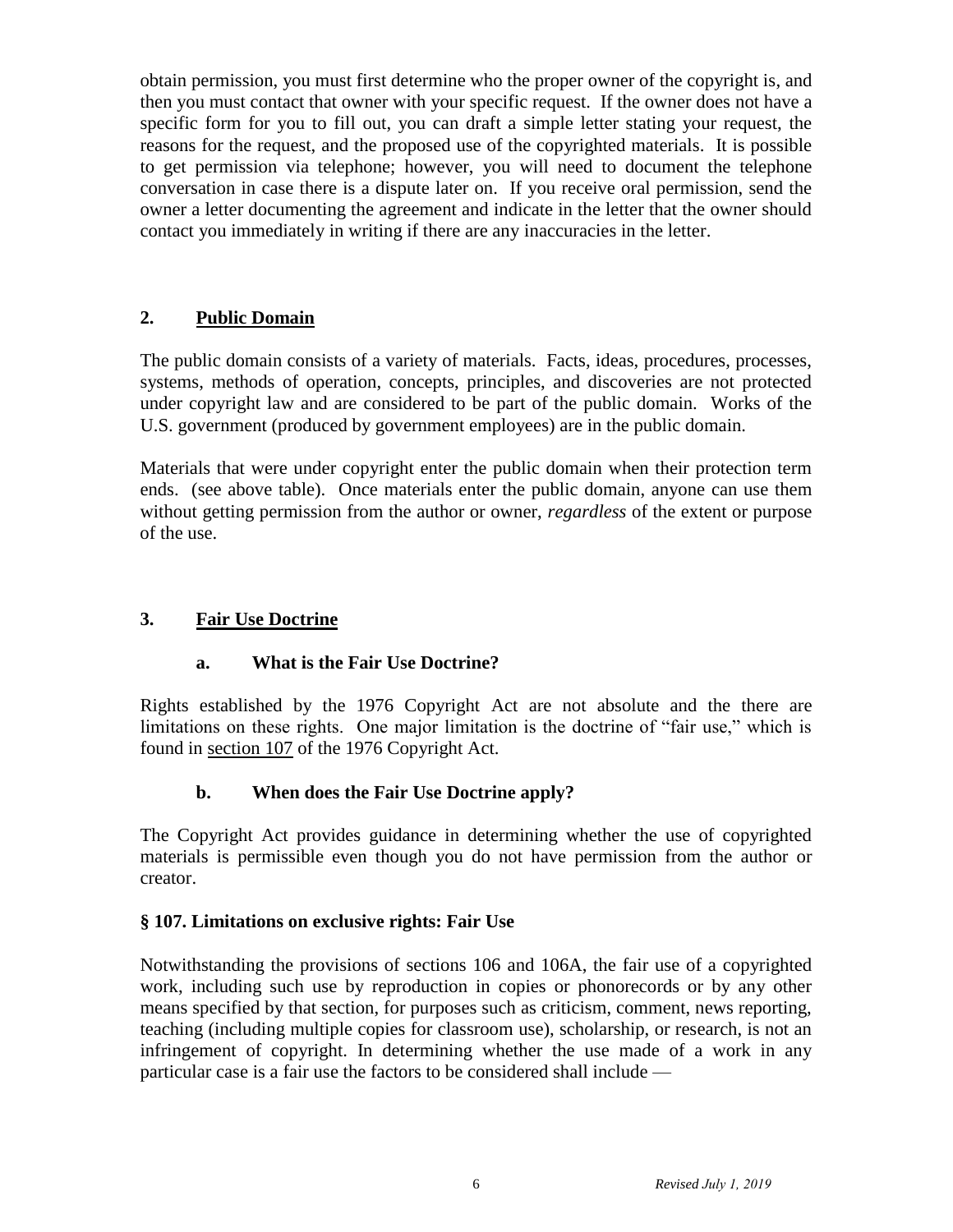obtain permission, you must first determine who the proper owner of the copyright is, and then you must contact that owner with your specific request. If the owner does not have a specific form for you to fill out, you can draft a simple letter stating your request, the reasons for the request, and the proposed use of the copyrighted materials. It is possible to get permission via telephone; however, you will need to document the telephone conversation in case there is a dispute later on. If you receive oral permission, send the owner a letter documenting the agreement and indicate in the letter that the owner should contact you immediately in writing if there are any inaccuracies in the letter.

## 2. Public Domain

The public domain consists of a variety of materials. Facts, ideas, procedures, processes, systems, methods of operation, concepts, principles, and discoveries are not protected under copyright law and are considered to be part of the public domain. Works of the U.S. government (produced by government employees) are in the public domain.

Materials that were under copyright enter the public domain when their protection term ends. (see above table). Once materials enter the public domain, anyone can use them without getting permission from the author or owner, *regardless* of the extent or purpose of the use.

## 3. Fair Use Doctrine

### a. What is the Fair Use Doctrine?

Rights established by the 1976 Copyright Act are not absolute and the there are limitations on these rights. One major limitation is the doctrine of "fair use," which is found in section 107 of the 1976 Copyright Act.

### b. When does the Fair Use Doctrine apply?

The Copyright Act provides guidance in determining whether the use of copyrighted materials is permissible even though you do not have permission from the author or creator.

**§ 107. Limitations on exclusive rights: Fair Use**

Notwithstanding the provisions of sections 106 and 106A, the fair use of a copyrighted work, including such use by reproduction in copies or phonorecords or by any other means specified by that section, for purposes such as criticism, comment, news reporting, teaching (including multiple copies for classroom use), scholarship, or research, is not an infringement of copyright. In determining whether the use made of a work in any particular case is a fair use the factors to be considered shall include —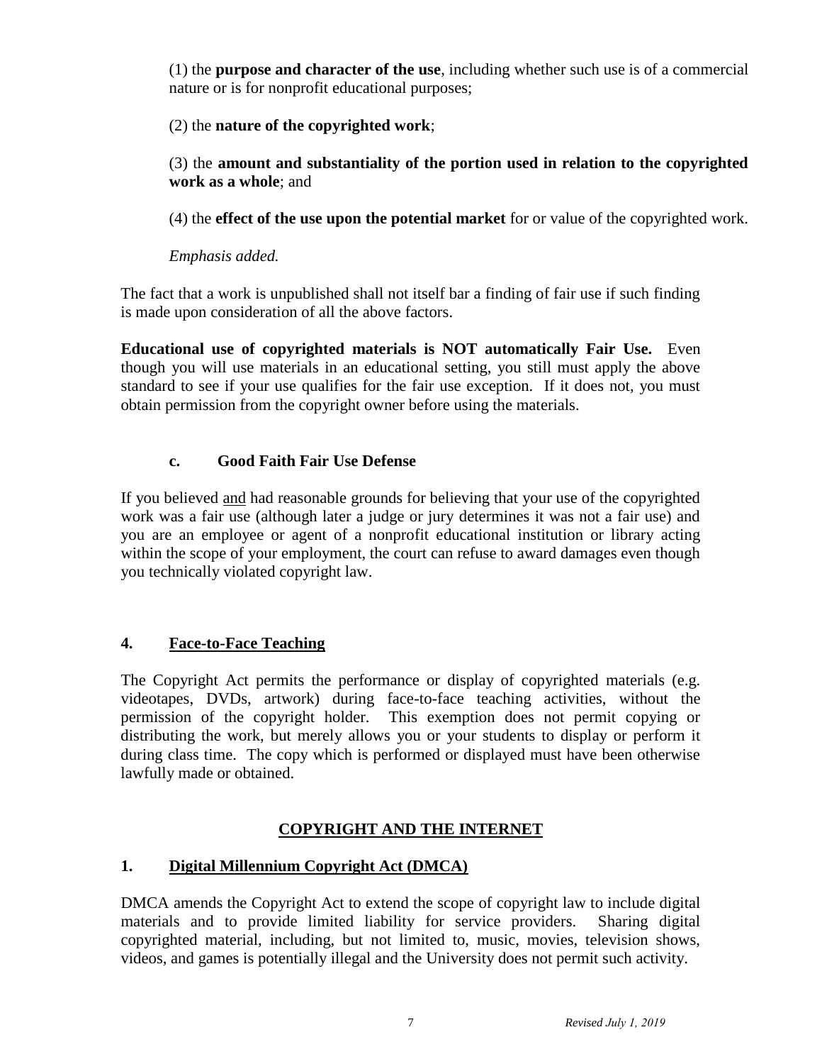(1) the **purpose and character of the use**, including whether such use is of a commercial nature or is for nonprofit educational purposes;

(2) the **nature of the copyrighted work**;

(3) the **amount and substantiality of the portion used in relation to the copyrighted work as a whole**; and

(4) the **effect of the use upon the potential market** for or value of the copyrighted work.

*Emphasis added.*

The fact that a work is unpublished shall not itself bar a finding of fair use if such finding is made upon consideration of all the above factors.

**Educational use of copyrighted materials is NOT automatically Fair Use.** Even though you will use materials in an educational setting, you still must apply the above standard to see if your use qualifies for the fair use exception. If it does not, you must obtain permission from the copyright owner before using the materials.

### c. Good Faith Fair Use Defense

If you believed <u>and</u> had reasonable grounds for believing that your use of the copyrighted work was a fair use (although later a judge or jury determines it was not a fair use) and you are an employee or agent of a nonprofit educational institution or library acting within the scope of your employment, the court can refuse to award damages even though you technically violated copyright law.

## 4. Face-to-Face Teaching

The Copyright Act permits the performance or display of copyrighted materials (e.g. videotapes, DVDs, artwork) during face-to-face teaching activities, without the permission of the copyright holder. This exemption does not permit copying or distributing the work, but merely allows you or your students to display or perform it during class time. The copy which is performed or displayed must have been otherwise lawfully made or obtained.

# COPYRIGHT AND THE INTERNET

## 1. Digital Millennium Copyright Act (DMCA)

DMCA amends the Copyright Act to extend the scope of copyright law to include digital materials and to provide limited liability for service providers. Sharing digital copyrighted material, including, but not limited to, music, movies, television shows, videos, and games is potentially illegal and the University does not permit such activity.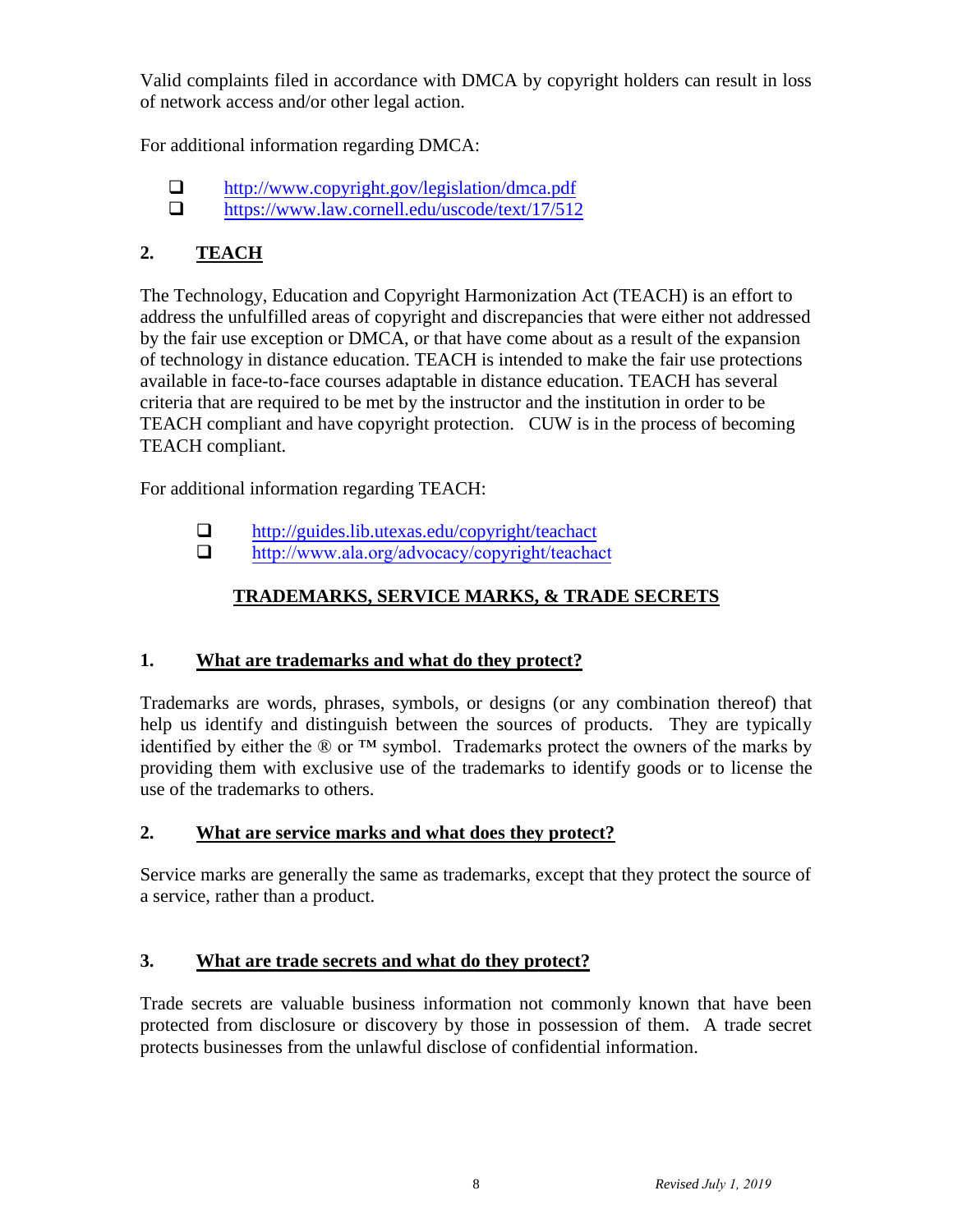Valid complaints filed in accordance with DMCA by copyright holders can result in loss of network access and/or other legal action.

For additional information regarding DMCA:

- http://www.copyright.gov/legislation/dmca.pdf
- https://www.law.cornell.edu/uscode/text/17/512

## 2. TEACH

The Technology, Education and Copyright Harmonization Act (TEACH) is an effort to address the unfulfilled areas of copyright and discrepancies that were either not addressed by the fair use exception or DMCA, or that have come about as a result of the expansion of technology in distance education. TEACH is intended to make the fair use protections available in face-to-face courses adaptable in distance education. TEACH has several criteria that are required to be met by the instructor and the institution in order to be TEACH compliant and have copyright protection. CUW is in the process of becoming TEACH compliant.

For additional information regarding TEACH:

- http://guides.lib.utexas.edu/copyright/teachact
- http://www.ala.org/advocacy/copyright/teachact

# TRADEMARKS, SERVICE MARKS, & TRADE SECRETS

## 1. What are trademarks and what do they protect?

Trademarks are words, phrases, symbols, or designs (or any combination thereof) that help us identify and distinguish between the sources of products. They are typically identified by either the ® or ™ symbol. Trademarks protect the owners of the marks by providing them with exclusive use of the trademarks to identify goods or to license the use of the trademarks to others.

## 2. What are service marks and what does they protect?

Service marks are generally the same as trademarks, except that they protect the source of a service, rather than a product.

## 3. What are trade secrets and what do they protect?

Trade secrets are valuable business information not commonly known that have been protected from disclosure or discovery by those in possession of them. A trade secret protects businesses from the unlawful disclose of confidential information.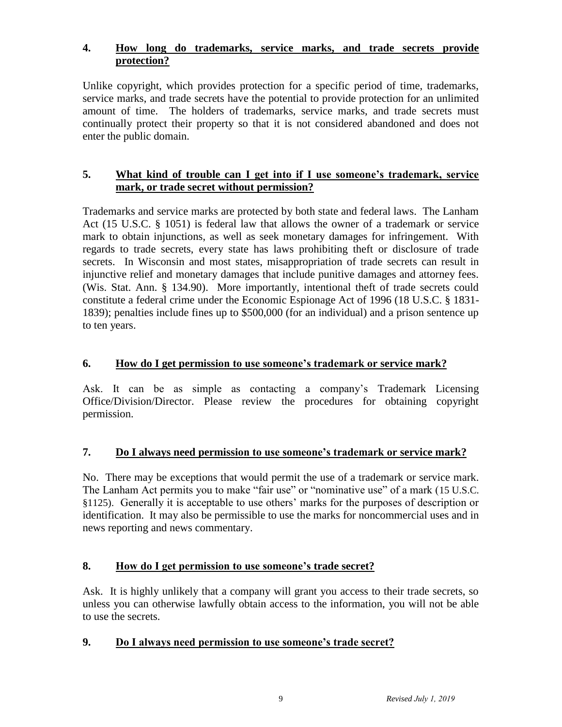## 4. How long do trademarks, service marks, and trade secrets provide protection?

Unlike copyright, which provides protection for a specific period of time, trademarks, service marks, and trade secrets have the potential to provide protection for an unlimited amount of time. The holders of trademarks, service marks, and trade secrets must continually protect their property so that it is not considered abandoned and does not enter the public domain.

## 5. What kind of trouble can I get into if I use someone's trademark, service mark, or trade secret without permission?

Trademarks and service marks are protected by both state and federal laws. The Lanham Act (15 U.S.C. § 1051) is federal law that allows the owner of a trademark or service mark to obtain injunctions, as well as seek monetary damages for infringement. With regards to trade secrets, every state has laws prohibiting theft or disclosure of trade secrets. In Wisconsin and most states, misappropriation of trade secrets can result in injunctive relief and monetary damages that include punitive damages and attorney fees. (Wis. Stat. Ann. § 134.90). More importantly, intentional theft of trade secrets could constitute a federal crime under the Economic Espionage Act of 1996 (18 U.S.C. § 1831-1839); penalties include fines up to $500,000 (for an individual) and a prison sentence up to ten years.

## 6. How do I get permission to use someone's trademark or service mark?

Ask. It can be as simple as contacting a company's Trademark Licensing Office/Division/Director. Please review the procedures for obtaining copyright permission.

## 7. Do I always need permission to use someone's trademark or service mark?

No. There may be exceptions that would permit the use of a trademark or service mark. The Lanham Act permits you to make "fair use" or "nominative use" of a mark (15 U.S.C. §1125). Generally it is acceptable to use others' marks for the purposes of description or identification. It may also be permissible to use the marks for noncommercial uses and in news reporting and news commentary.

## 8. How do I get permission to use someone's trade secret?

Ask. It is highly unlikely that a company will grant you access to their trade secrets, so unless you can otherwise lawfully obtain access to the information, you will not be able to use the secrets.

## 9. Do I always need permission to use someone's trade secret?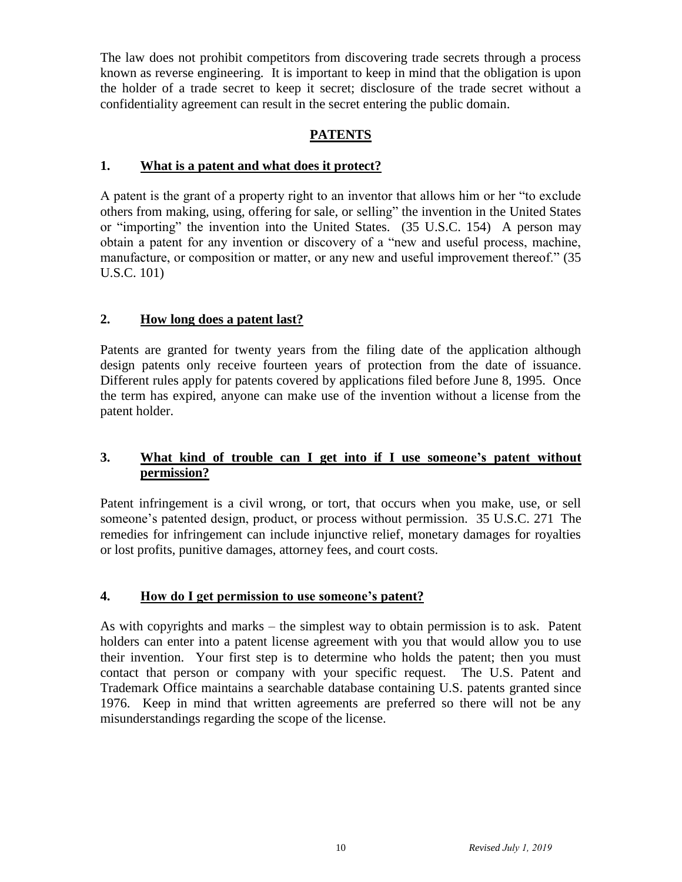The law does not prohibit competitors from discovering trade secrets through a process known as reverse engineering. It is important to keep in mind that the obligation is upon the holder of a trade secret to keep it secret; disclosure of the trade secret without a confidentiality agreement can result in the secret entering the public domain.

## PATENTS

### 1. What is a patent and what does it protect?

A patent is the grant of a property right to an inventor that allows him or her "to exclude others from making, using, offering for sale, or selling" the invention in the United States or "importing" the invention into the United States. (35 U.S.C. 154) A person may obtain a patent for any invention or discovery of a "new and useful process, machine, manufacture, or composition or matter, or any new and useful improvement thereof." (35 U.S.C. 101)

### 2. How long does a patent last?

Patents are granted for twenty years from the filing date of the application although design patents only receive fourteen years of protection from the date of issuance. Different rules apply for patents covered by applications filed before June 8, 1995. Once the term has expired, anyone can make use of the invention without a license from the patent holder.

### 3. What kind of trouble can I get into if I use someone's patent without permission?

Patent infringement is a civil wrong, or tort, that occurs when you make, use, or sell someone's patented design, product, or process without permission. 35 U.S.C. 271 The remedies for infringement can include injunctive relief, monetary damages for royalties or lost profits, punitive damages, attorney fees, and court costs.

### 4. How do I get permission to use someone's patent?

As with copyrights and marks – the simplest way to obtain permission is to ask. Patent holders can enter into a patent license agreement with you that would allow you to use their invention. Your first step is to determine who holds the patent; then you must contact that person or company with your specific request. The U.S. Patent and Trademark Office maintains a searchable database containing U.S. patents granted since 1976. Keep in mind that written agreements are preferred so there will not be any misunderstandings regarding the scope of the license.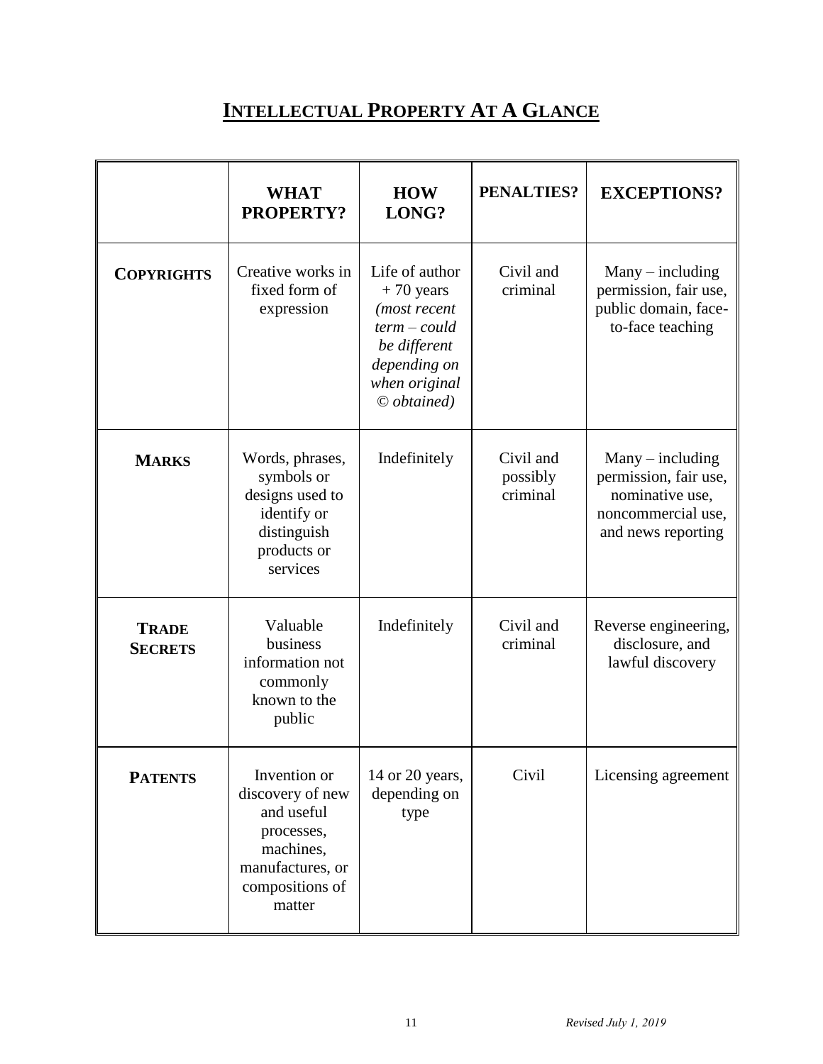# INTELLECTUAL PROPERTY AT A GLANCE

| | WHAT PROPERTY? | HOW LONG? | PENALTIES? | EXCEPTIONS? |
|---|---|---|---|---|
| **COPYRIGHTS** | Creative works in fixed form of expression | Life of author + 70 years *(most recent term – could be different depending on when original © obtained)* | Civil and criminal | Many – including permission, fair use, public domain, face-to-face teaching |
| **MARKS** | Words, phrases, symbols or designs used to identify or distinguish products or services | Indefinitely | Civil and possibly criminal | Many – including permission, fair use, nominative use, noncommercial use, and news reporting |
| **TRADE SECRETS** | Valuable business information not commonly known to the public | Indefinitely | Civil and criminal | Reverse engineering, disclosure, and lawful discovery |
| **PATENTS** | Invention or discovery of new and useful processes, machines, manufactures, or compositions of matter | 14 or 20 years, depending on type | Civil | Licensing agreement |

*Revised July 1, 2019*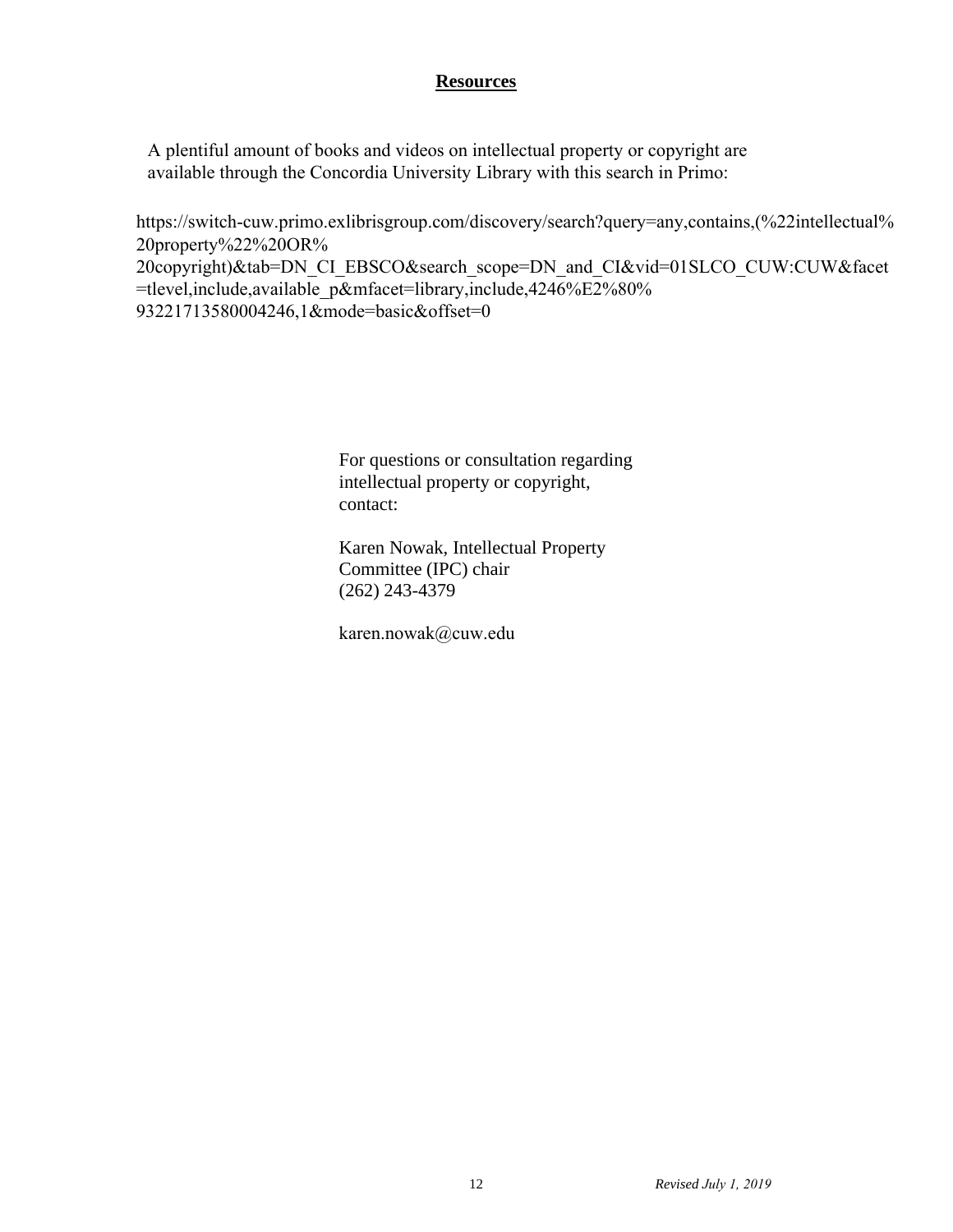## Resources

A plentiful amount of books and videos on intellectual property or copyright are available through the Concordia University Library with this search in Primo:

https://switch-cuw.primo.exlibrisgroup.com/discovery/search?query=any,contains,(%22intellectual%20property%22%20OR%20copyright)&tab=DN_CI_EBSCO&search_scope=DN_and_CI&vid=01SLCO_CUW:CUW&facet=tlevel,include,available_p&mfacet=library,include,4246%E2%80%93221713580004246,1&mode=basic&offset=0

For questions or consultation regarding intellectual property or copyright, contact:

Karen Nowak, Intellectual Property Committee (IPC) chair
(262) 243-4379

karen.nowak@cuw.edu

*Revised July 1, 2019*